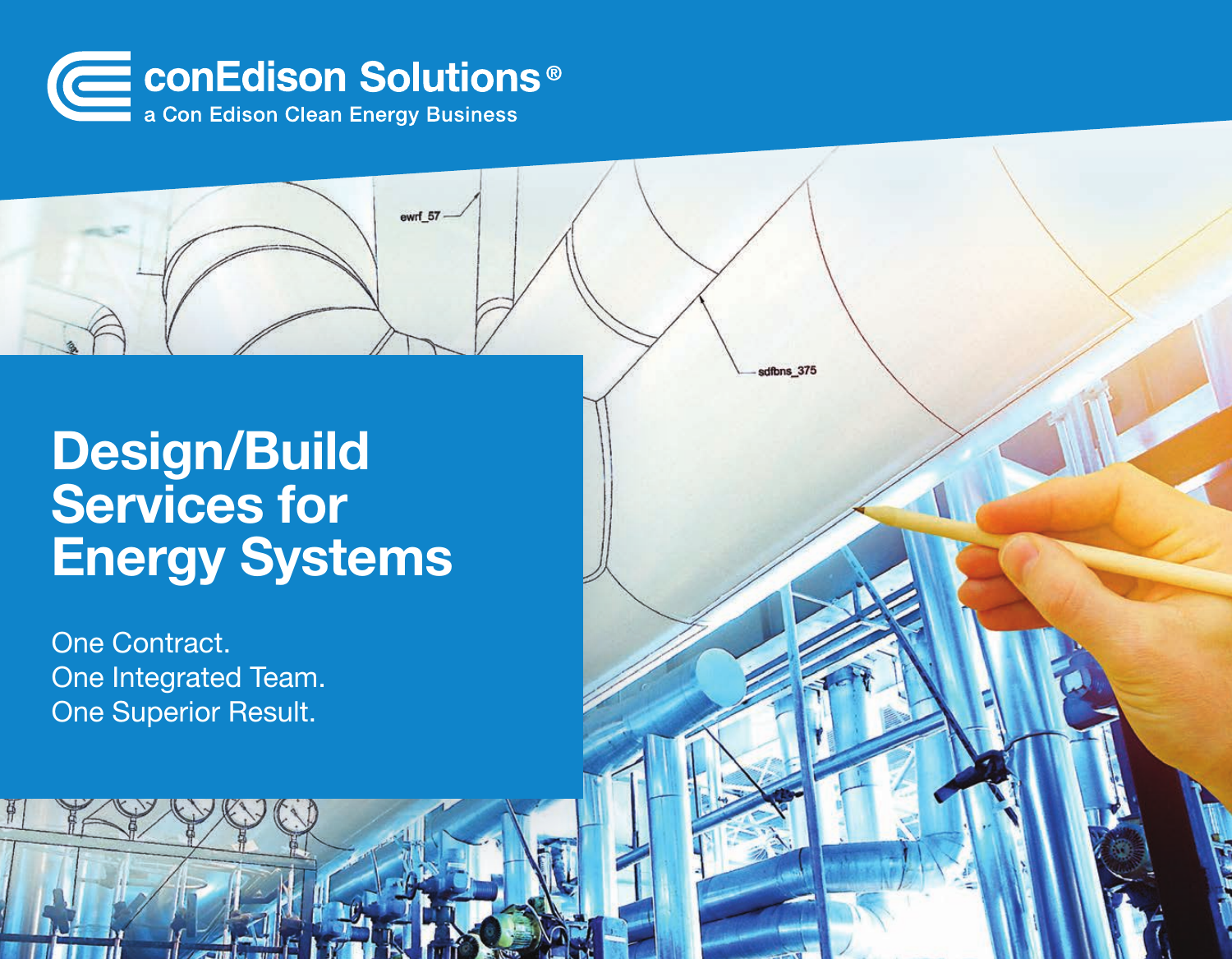conEdison Solutions®

a Con Edison Clean Energy Business

# Design/Build Services for Energy Systems

One Contract.
One Integrated Team.
One Superior Result.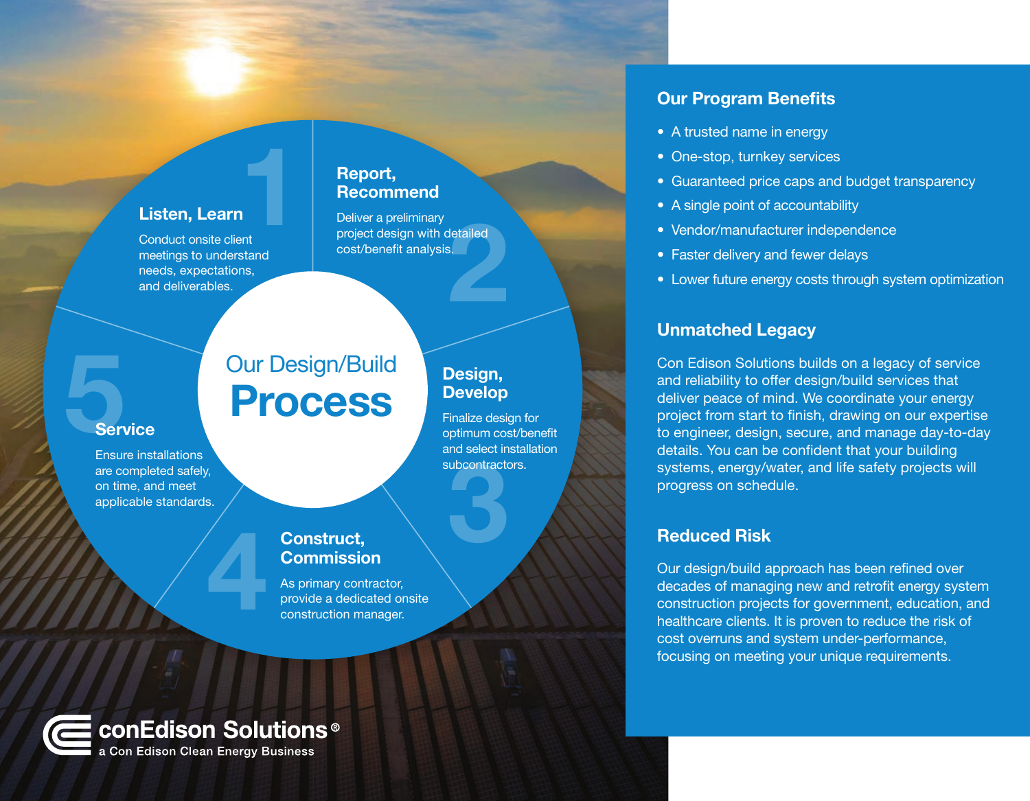## Our Design/Build Process

### 1 Listen, Learn

Conduct onsite client meetings to understand needs, expectations, and deliverables.

### 2 Report, Recommend

Deliver a preliminary project design with detailed cost/benefit analysis.

### 3 Design, Develop

Finalize design for optimum cost/benefit and select installation subcontractors.

### 4 Construct, Commission

As primary contractor, provide a dedicated onsite construction manager.

### 5 Service

Ensure installations are completed safely, on time, and meet applicable standards.

## Our Program Benefits

- A trusted name in energy
- One-stop, turnkey services
- Guaranteed price caps and budget transparency
- A single point of accountability
- Vendor/manufacturer independence
- Faster delivery and fewer delays
- Lower future energy costs through system optimization

## Unmatched Legacy

Con Edison Solutions builds on a legacy of service and reliability to offer design/build services that deliver peace of mind. We coordinate your energy project from start to finish, drawing on our expertise to engineer, design, secure, and manage day-to-day details. You can be confident that your building systems, energy/water, and life safety projects will progress on schedule.

## Reduced Risk

Our design/build approach has been refined over decades of managing new and retrofit energy system construction projects for government, education, and healthcare clients. It is proven to reduce the risk of cost overruns and system under-performance, focusing on meeting your unique requirements.

conEdison Solutions®
a Con Edison Clean Energy Business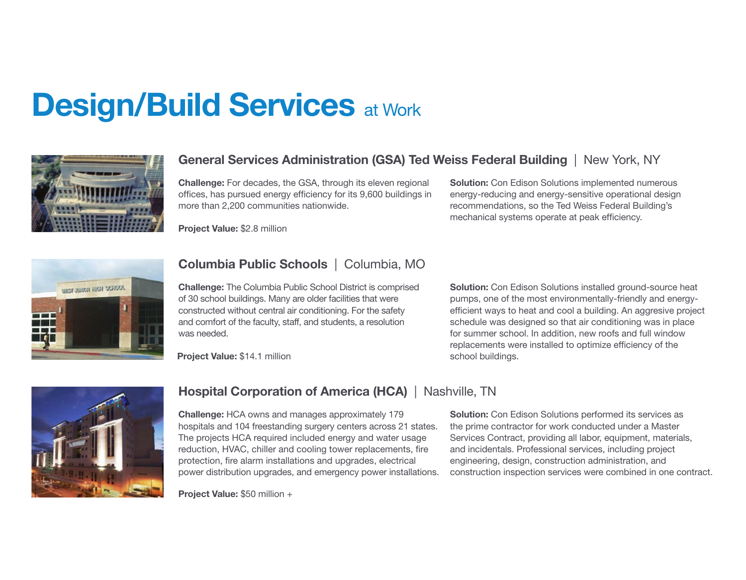# Design/Build Services at Work

## General Services Administration (GSA) Ted Weiss Federal Building | New York, NY

**Challenge:** For decades, the GSA, through its eleven regional offices, has pursued energy efficiency for its 9,600 buildings in more than 2,200 communities nationwide.

**Project Value:** $2.8 million

**Solution:** Con Edison Solutions implemented numerous energy-reducing and energy-sensitive operational design recommendations, so the Ted Weiss Federal Building's mechanical systems operate at peak efficiency.

## Columbia Public Schools | Columbia, MO

**Challenge:** The Columbia Public School District is comprised of 30 school buildings. Many are older facilities that were constructed without central air conditioning. For the safety and comfort of the faculty, staff, and students, a resolution was needed.

**Project Value:** $14.1 million

**Solution:** Con Edison Solutions installed ground-source heat pumps, one of the most environmentally-friendly and energy-efficient ways to heat and cool a building. An aggresive project schedule was designed so that air conditioning was in place for summer school. In addition, new roofs and full window replacements were installed to optimize efficiency of the school buildings.

## Hospital Corporation of America (HCA) | Nashville, TN

**Challenge:** HCA owns and manages approximately 179 hospitals and 104 freestanding surgery centers across 21 states. The projects HCA required included energy and water usage reduction, HVAC, chiller and cooling tower replacements, fire protection, fire alarm installations and upgrades, electrical power distribution upgrades, and emergency power installations.

**Project Value:** $50 million +

**Solution:** Con Edison Solutions performed its services as the prime contractor for work conducted under a Master Services Contract, providing all labor, equipment, materials, and incidentals. Professional services, including project engineering, design, construction administration, and construction inspection services were combined in one contract.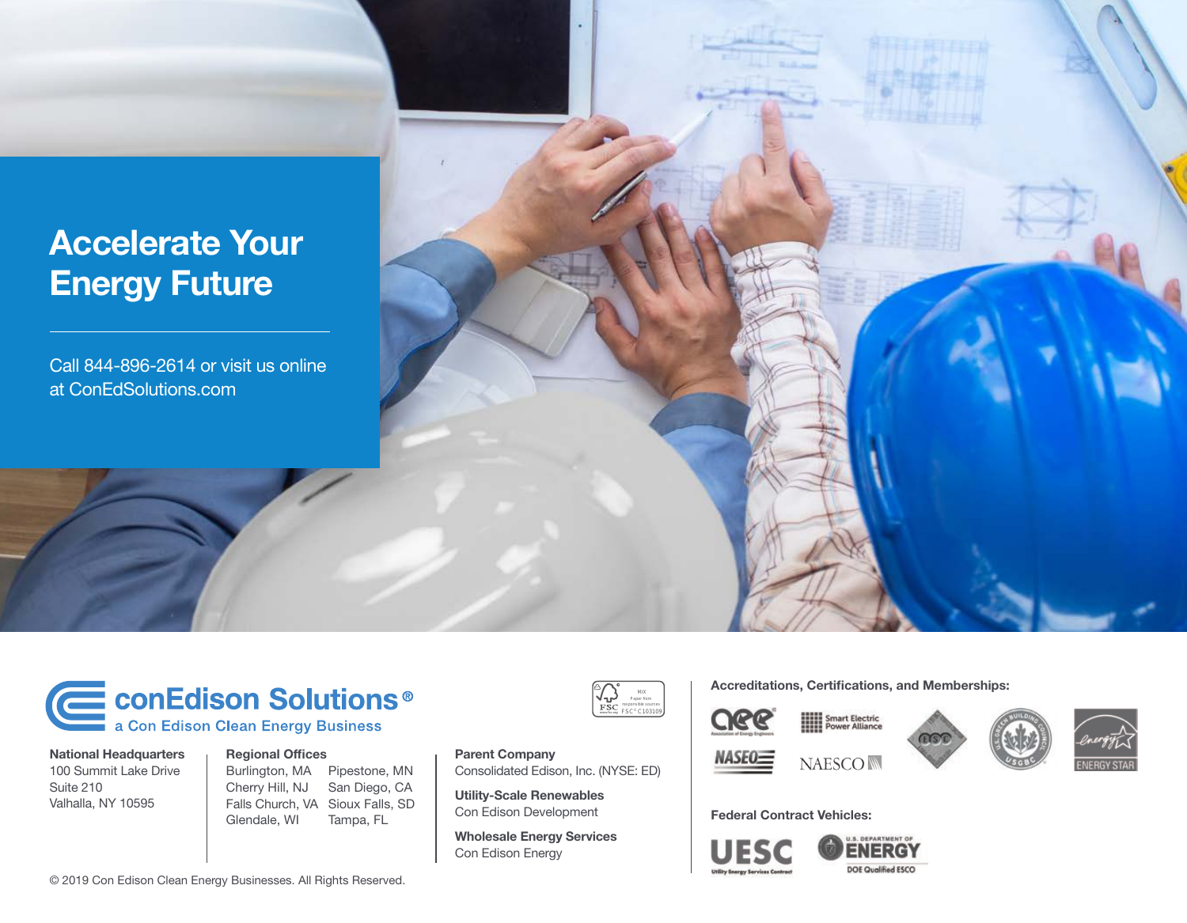# Accelerate Your Energy Future

Call 844-896-2614 or visit us online at ConEdSolutions.com

**conEdison Solutions®**
a Con Edison Clean Energy Business

**National Headquarters**
100 Summit Lake Drive
Suite 210
Valhalla, NY 10595

**Regional Offices**
Burlington, MA
Cherry Hill, NJ
Falls Church, VA
Glendale, WI
Pipestone, MN
San Diego, CA
Sioux Falls, SD
Tampa, FL

**Parent Company**
Consolidated Edison, Inc. (NYSE: ED)

**Utility-Scale Renewables**
Con Edison Development

**Wholesale Energy Services**
Con Edison Energy

**Accreditations, Certifications, and Memberships:**

AEE
Smart Electric Power Alliance
NASEO
NAESCO
ENERGY STAR

**Federal Contract Vehicles:**

UESC Utility Energy Services Contract
U.S. Department of Energy — DOE Qualified ESCO

© 2019 Con Edison Clean Energy Businesses. All Rights Reserved.